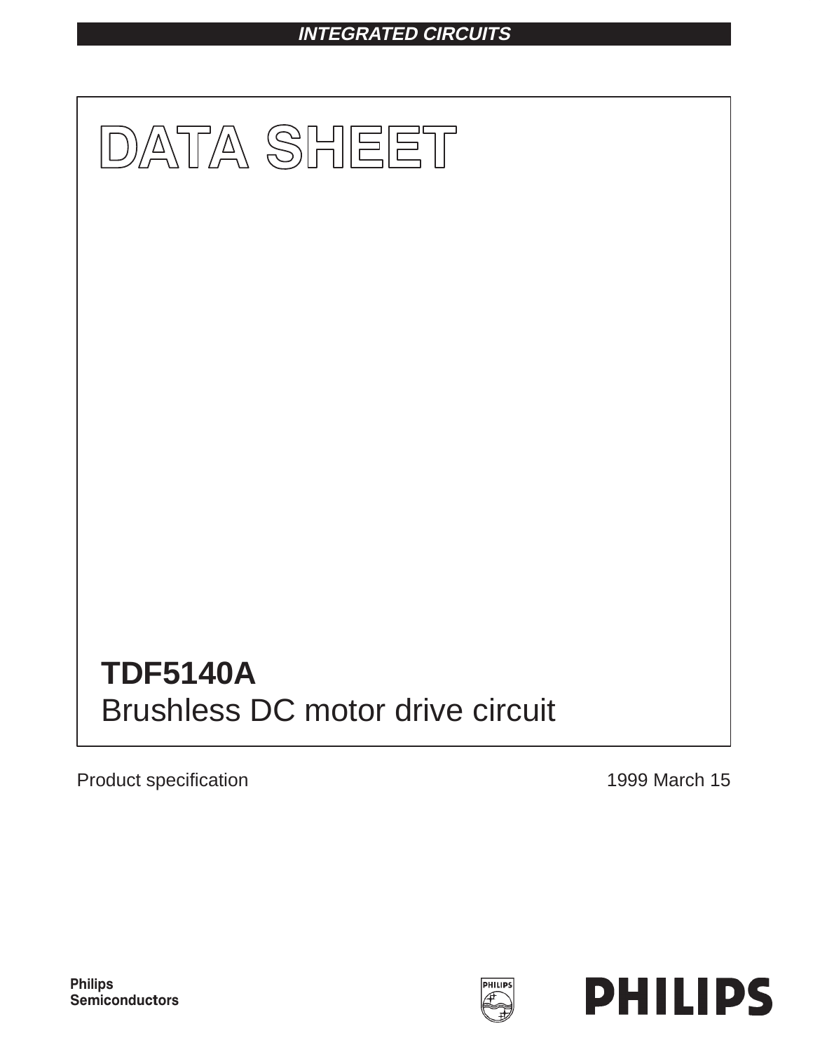INTEGRATED CIRCUITS

# DATA SHEET

# TDF5140A
## Brushless DC motor drive circuit

Product specification

1999 March 15

Philips Semiconductors

PHILIPS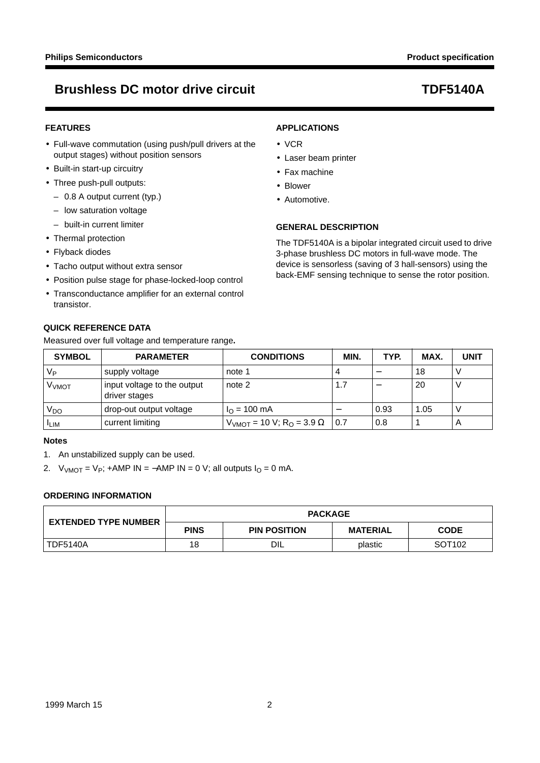## FEATURES

- Full-wave commutation (using push/pull drivers at the output stages) without position sensors
- Built-in start-up circuitry
- Three push-pull outputs:
  - 0.8 A output current (typ.)
  - low saturation voltage
  - built-in current limiter
- Thermal protection
- Flyback diodes
- Tacho output without extra sensor
- Position pulse stage for phase-locked-loop control
- Transconductance amplifier for an external control transistor.

## APPLICATIONS

- VCR
- Laser beam printer
- Fax machine
- Blower
- Automotive.

## GENERAL DESCRIPTION

The TDF5140A is a bipolar integrated circuit used to drive 3-phase brushless DC motors in full-wave mode. The device is sensorless (saving of 3 hall-sensors) using the back-EMF sensing technique to sense the rotor position.

## QUICK REFERENCE DATA

Measured over full voltage and temperature range**.**

| SYMBOL | PARAMETER | CONDITIONS | MIN. | TYP. | MAX. | UNIT |
|---|---|---|---|---|---|---|
| $V_P$ | supply voltage | note 1 | 4 | − | 18 | V |
| $V_{VMOT}$ | input voltage to the output driver stages | note 2 | 1.7 | − | 20 | V |
| $V_{DO}$ | drop-out output voltage | $I_O$ = 100 mA | − | 0.93 | 1.05 | V |
| $I_{LIM}$ | current limiting | $V_{VMOT}$ = 10 V; $R_O$ = 3.9 Ω | 0.7 | 0.8 | 1 | A |

### Notes

1. An unstabilized supply can be used.
2. $V_{VMOT} = V_P$; +AMP IN = −AMP IN = 0 V; all outputs $I_O$ = 0 mA.

## ORDERING INFORMATION

| EXTENDED TYPE NUMBER | PACKAGE | | | |
|---|---|---|---|---|
| | PINS | PIN POSITION | MATERIAL | CODE |
| TDF5140A | 18 | DIL | plastic | SOT102 |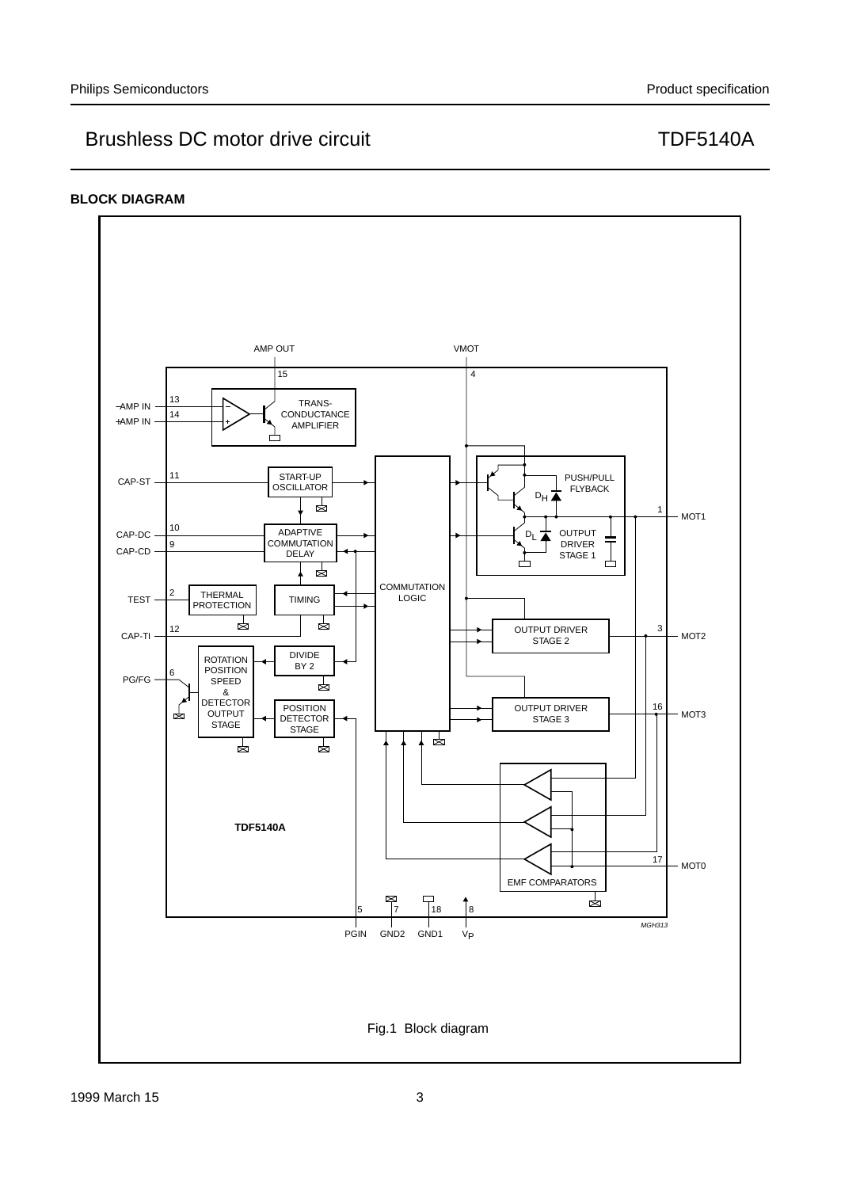## BLOCK DIAGRAM

Fig.1 Block diagram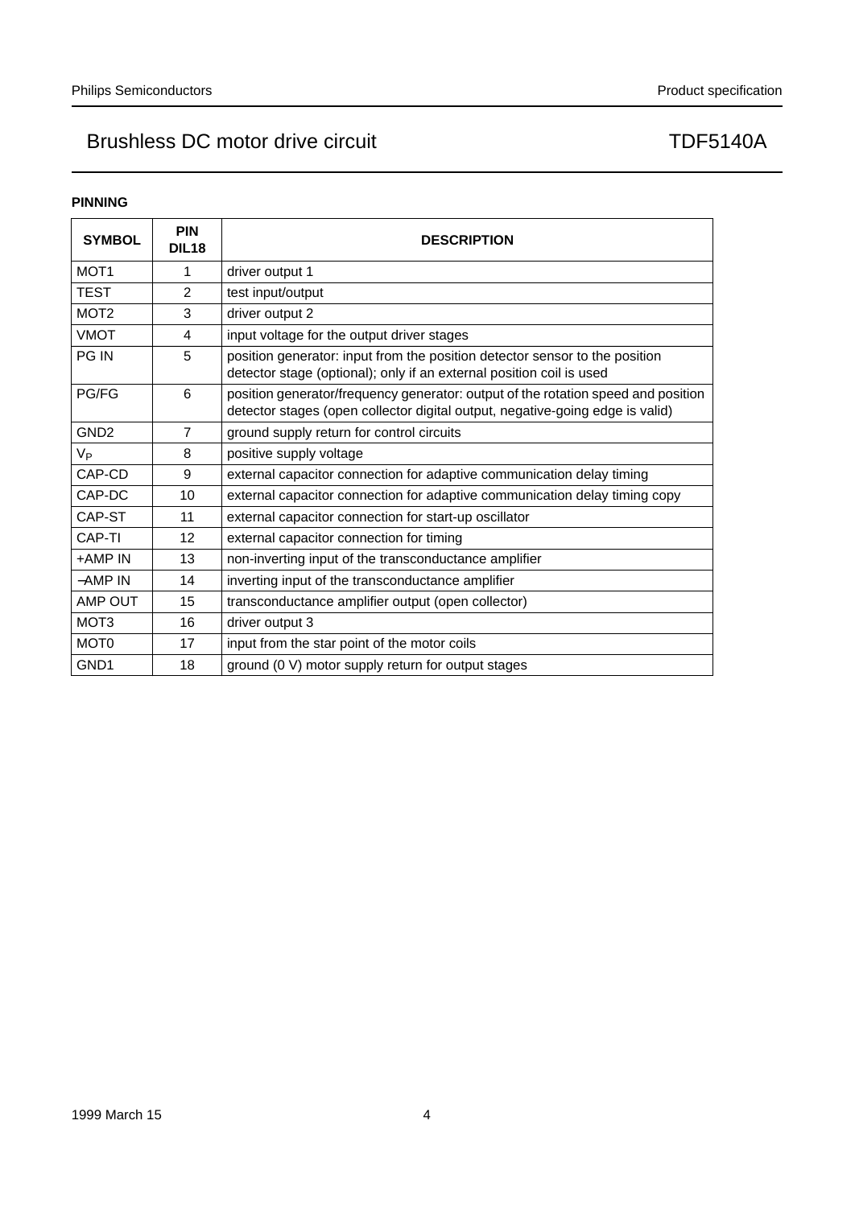## PINNING

| SYMBOL | PIN DIL18 | DESCRIPTION |
|---|---|---|
| MOT1 | 1 | driver output 1 |
| TEST | 2 | test input/output |
| MOT2 | 3 | driver output 2 |
| VMOT | 4 | input voltage for the output driver stages |
| PG IN | 5 | position generator: input from the position detector sensor to the position detector stage (optional); only if an external position coil is used |
| PG/FG | 6 | position generator/frequency generator: output of the rotation speed and position detector stages (open collector digital output, negative-going edge is valid) |
| GND2 | 7 | ground supply return for control circuits |
| $V_P$ | 8 | positive supply voltage |
| CAP-CD | 9 | external capacitor connection for adaptive communication delay timing |
| CAP-DC | 10 | external capacitor connection for adaptive communication delay timing copy |
| CAP-ST | 11 | external capacitor connection for start-up oscillator |
| CAP-TI | 12 | external capacitor connection for timing |
| +AMP IN | 13 | non-inverting input of the transconductance amplifier |
| −AMP IN | 14 | inverting input of the transconductance amplifier |
| AMP OUT | 15 | transconductance amplifier output (open collector) |
| MOT3 | 16 | driver output 3 |
| MOT0 | 17 | input from the star point of the motor coils |
| GND1 | 18 | ground (0 V) motor supply return for output stages |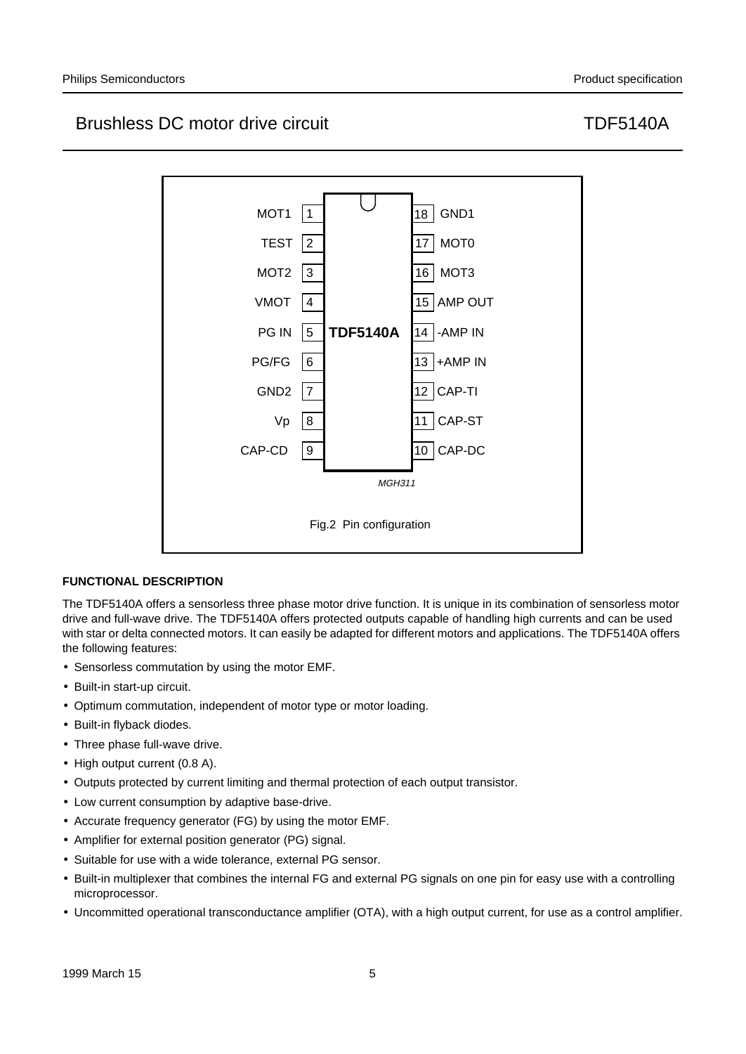| Pin | Symbol | Pin | Symbol |
|---|---|---|---|
| 1 | MOT1 | 18 | GND1 |
| 2 | TEST | 17 | MOT0 |
| 3 | MOT2 | 16 | MOT3 |
| 4 | VMOT | 15 | AMP OUT |
| 5 | PG IN | 14 | -AMP IN |
| 6 | PG/FG | 13 | +AMP IN |
| 7 | GND2 | 12 | CAP-TI |
| 8 | Vp | 11 | CAP-ST |
| 9 | CAP-CD | 10 | CAP-DC |

MGH311

Fig.2 Pin configuration

## FUNCTIONAL DESCRIPTION

The TDF5140A offers a sensorless three phase motor drive function. It is unique in its combination of sensorless motor drive and full-wave drive. The TDF5140A offers protected outputs capable of handling high currents and can be used with star or delta connected motors. It can easily be adapted for different motors and applications. The TDF5140A offers the following features:

- Sensorless commutation by using the motor EMF.
- Built-in start-up circuit.
- Optimum commutation, independent of motor type or motor loading.
- Built-in flyback diodes.
- Three phase full-wave drive.
- High output current (0.8 A).
- Outputs protected by current limiting and thermal protection of each output transistor.
- Low current consumption by adaptive base-drive.
- Accurate frequency generator (FG) by using the motor EMF.
- Amplifier for external position generator (PG) signal.
- Suitable for use with a wide tolerance, external PG sensor.
- Built-in multiplexer that combines the internal FG and external PG signals on one pin for easy use with a controlling microprocessor.
- Uncommitted operational transconductance amplifier (OTA), with a high output current, for use as a control amplifier.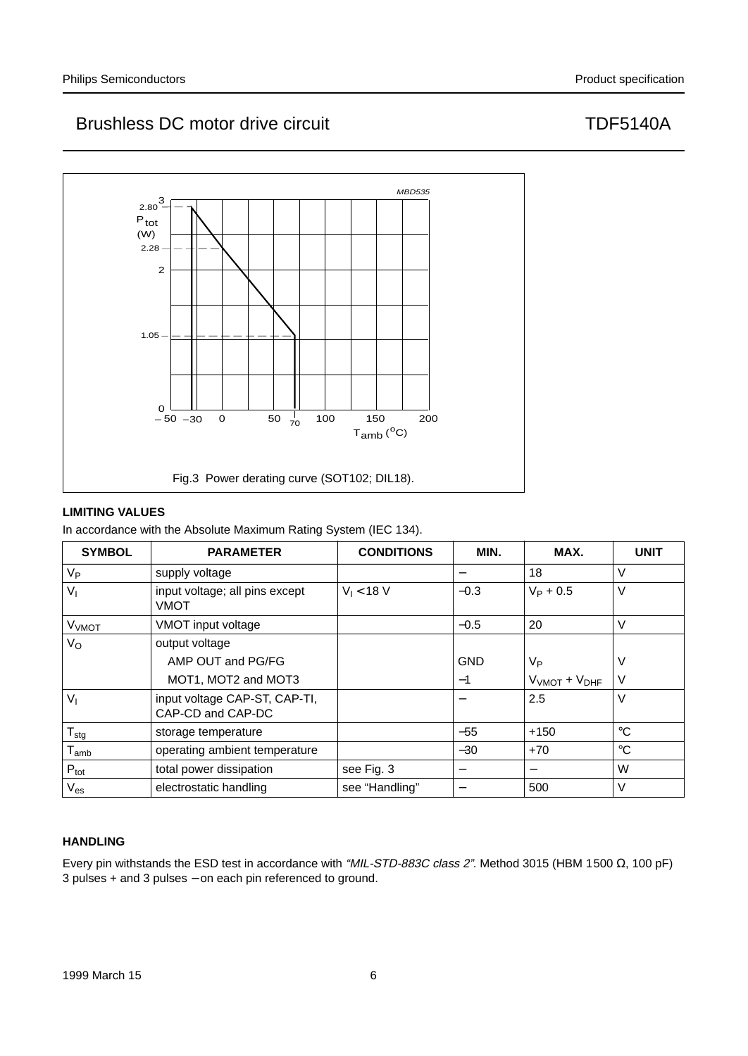Fig.3 Power derating curve (SOT102; DIL18).

## LIMITING VALUES

In accordance with the Absolute Maximum Rating System (IEC 134).

| SYMBOL | PARAMETER | CONDITIONS | MIN. | MAX. | UNIT |
|---|---|---|---|---|---|
| $V_P$ | supply voltage | | − | 18 | V |
| $V_I$ | input voltage; all pins except VMOT | $V_I < 18$ V | −0.3 | $V_P + 0.5$ | V |
| $V_{VMOT}$ | VMOT input voltage | | −0.5 | 20 | V |
| $V_O$ | output voltage | | | | |
| | AMP OUT and PG/FG | | GND | $V_P$ | V |
| | MOT1, MOT2 and MOT3 | | −1 | $V_{VMOT} + V_{DHF}$ | V |
| $V_I$ | input voltage CAP-ST, CAP-TI, CAP-CD and CAP-DC | | − | 2.5 | V |
| $T_{stg}$ | storage temperature | | −55 | +150 | °C |
| $T_{amb}$ | operating ambient temperature | | −30 | +70 | °C |
| $P_{tot}$ | total power dissipation | see Fig. 3 | − | − | W |
| $V_{es}$ | electrostatic handling | see “Handling” | − | 500 | V |

## HANDLING

Every pin withstands the ESD test in accordance with *“MIL-STD-883C class 2”*. Method 3015 (HBM 1500 Ω, 100 pF) 3 pulses + and 3 pulses − on each pin referenced to ground.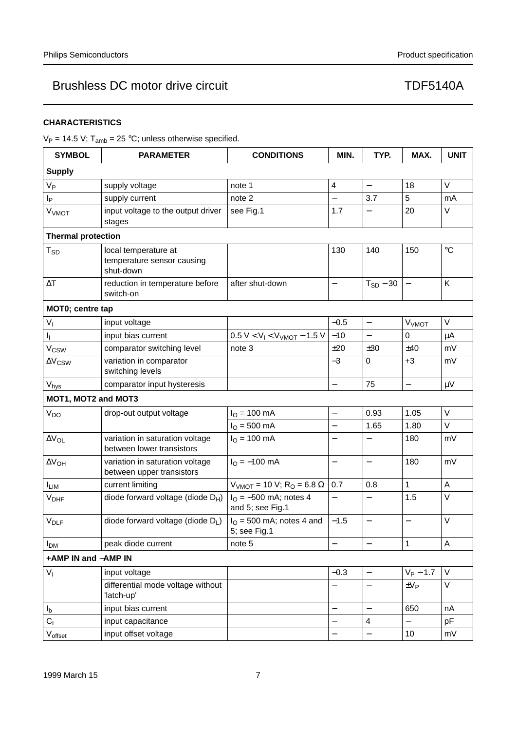## CHARACTERISTICS

$V_P$ = 14.5 V; $T_{amb}$ = 25 °C; unless otherwise specified.

| SYMBOL | PARAMETER | CONDITIONS | MIN. | TYP. | MAX. | UNIT |
|---|---|---|---|---|---|---|
| **Supply** | | | | | | |
| $V_P$ | supply voltage | note 1 | 4 | − | 18 | V |
| $I_P$ | supply current | note 2 | − | 3.7 | 5 | mA |
| $V_{VMOT}$ | input voltage to the output driver stages | see Fig.1 | 1.7 | − | 20 | V |
| **Thermal protection** | | | | | | |
| $T_{SD}$ | local temperature at temperature sensor causing shut-down | | 130 | 140 | 150 | °C |
| ΔT | reduction in temperature before switch-on | after shut-down | − | $T_{SD}$ − 30 | − | K |
| **MOT0; centre tap** | | | | | | |
| $V_I$ | input voltage | | −0.5 | − | $V_{VMOT}$ | V |
| $I_I$ | input bias current | 0.5 V < $V_I$ < $V_{VMOT}$ − 1.5 V | −10 | − | 0 | μA |
| $V_{CSW}$ | comparator switching level | note 3 | ±20 | ±30 | ±40 | mV |
| $ΔV_{CSW}$ | variation in comparator switching levels | | −3 | 0 | +3 | mV |
| $V_{hys}$ | comparator input hysteresis | | − | 75 | − | μV |
| **MOT1, MOT2 and MOT3** | | | | | | |
| $V_{DO}$ | drop-out output voltage | $I_O$ = 100 mA | − | 0.93 | 1.05 | V |
| | | $I_O$ = 500 mA | − | 1.65 | 1.80 | V |
| $ΔV_{OL}$ | variation in saturation voltage between lower transistors | $I_O$ = 100 mA | − | − | 180 | mV |
| $ΔV_{OH}$ | variation in saturation voltage between upper transistors | $I_O$ = −100 mA | − | − | 180 | mV |
| $I_{LIM}$ | current limiting | $V_{VMOT}$ = 10 V; $R_O$ = 6.8 Ω | 0.7 | 0.8 | 1 | A |
| $V_{DHF}$ | diode forward voltage (diode $D_H$) | $I_O$ = −500 mA; notes 4 and 5; see Fig.1 | − | − | 1.5 | V |
| $V_{DLF}$ | diode forward voltage (diode $D_L$) | $I_O$ = 500 mA; notes 4 and 5; see Fig.1 | −1.5 | − | − | V |
| $I_{DM}$ | peak diode current | note 5 | − | − | 1 | A |
| **+AMP IN and −AMP IN** | | | | | | |
| $V_I$ | input voltage | | −0.3 | − | $V_P$ − 1.7 | V |
| | differential mode voltage without 'latch-up' | | − | − | ±$V_P$ | V |
| $I_b$ | input bias current | | − | − | 650 | nA |
| $C_I$ | input capacitance | | − | 4 | − | pF |
| $V_{offset}$ | input offset voltage | | − | − | 10 | mV |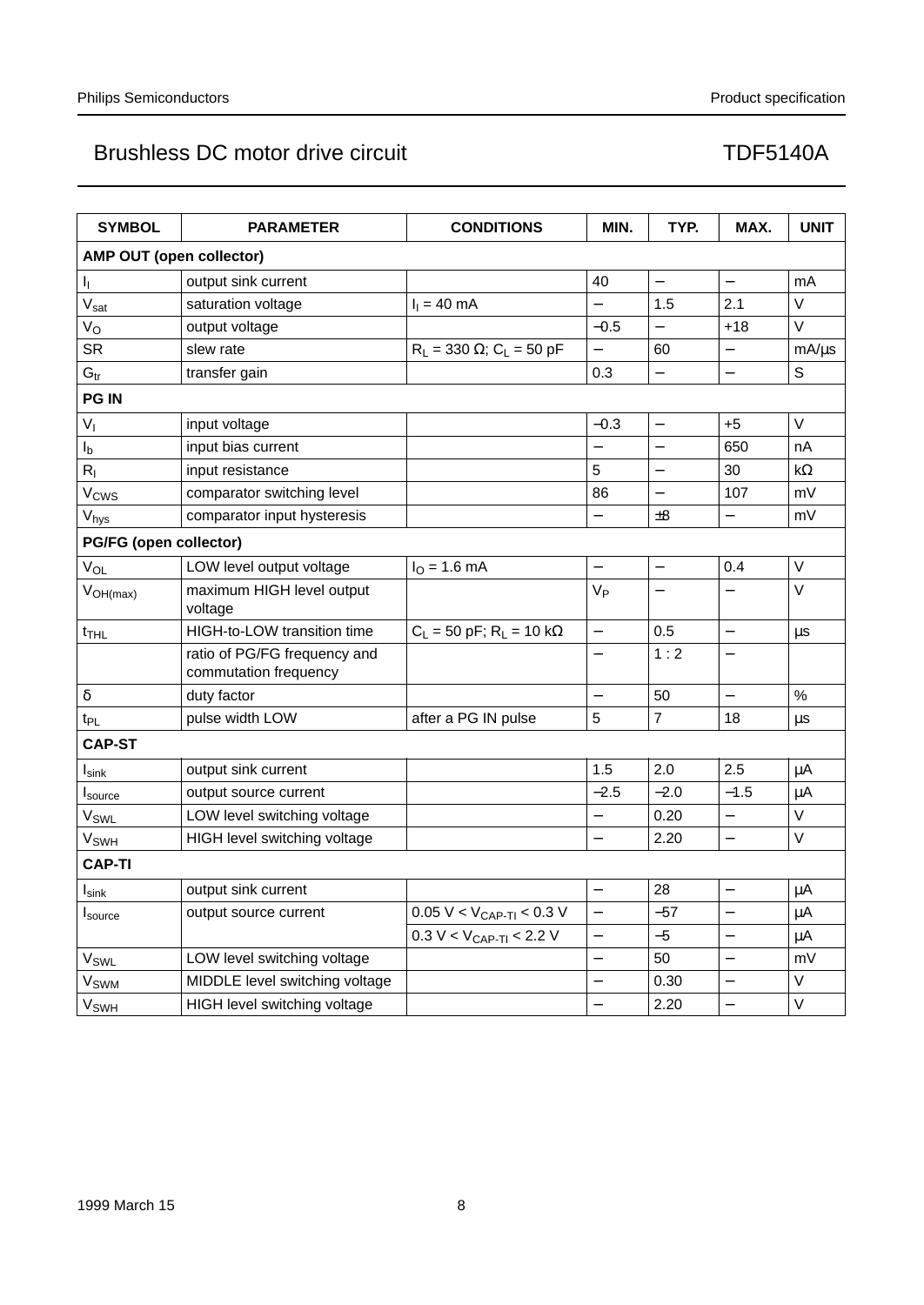| SYMBOL | PARAMETER | CONDITIONS | MIN. | TYP. | MAX. | UNIT |
|---|---|---|---|---|---|---|
| **AMP OUT (open collector)** | | | | | | |
| $I_I$ | output sink current | | 40 | − | − | mA |
| $V_{sat}$ | saturation voltage | $I_I$ = 40 mA | − | 1.5 | 2.1 | V |
| $V_O$ | output voltage | | −0.5 | − | +18 | V |
| SR | slew rate | $R_L$ = 330 Ω; $C_L$ = 50 pF | − | 60 | − | mA/μs |
| $G_{tr}$ | transfer gain | | 0.3 | − | − | S |
| **PG IN** | | | | | | |
| $V_I$ | input voltage | | −0.3 | − | +5 | V |
| $I_b$ | input bias current | | − | − | 650 | nA |
| $R_I$ | input resistance | | 5 | − | 30 | kΩ |
| $V_{CWS}$ | comparator switching level | | 86 | − | 107 | mV |
| $V_{hys}$ | comparator input hysteresis | | − | ±8 | − | mV |
| **PG/FG (open collector)** | | | | | | |
| $V_{OL}$ | LOW level output voltage | $I_O$ = 1.6 mA | − | − | 0.4 | V |
| $V_{OH(max)}$ | maximum HIGH level output voltage | | $V_P$ | − | − | V |
| $t_{THL}$ | HIGH-to-LOW transition time | $C_L$ = 50 pF; $R_L$ = 10 kΩ | − | 0.5 | − | μs |
| | ratio of PG/FG frequency and commutation frequency | | − | 1 : 2 | − | |
| δ | duty factor | | − | 50 | − | % |
| $t_{PL}$ | pulse width LOW | after a PG IN pulse | 5 | 7 | 18 | μs |
| **CAP-ST** | | | | | | |
| $I_{sink}$ | output sink current | | 1.5 | 2.0 | 2.5 | μA |
| $I_{source}$ | output source current | | −2.5 | −2.0 | −1.5 | μA |
| $V_{SWL}$ | LOW level switching voltage | | − | 0.20 | − | V |
| $V_{SWH}$ | HIGH level switching voltage | | − | 2.20 | − | V |
| **CAP-TI** | | | | | | |
| $I_{sink}$ | output sink current | | − | 28 | − | μA |
| $I_{source}$ | output source current | 0.05 V < $V_{CAP-TI}$ < 0.3 V | − | −57 | − | μA |
| | | 0.3 V < $V_{CAP-TI}$ < 2.2 V | − | −5 | − | μA |
| $V_{SWL}$ | LOW level switching voltage | | − | 50 | − | mV |
| $V_{SWM}$ | MIDDLE level switching voltage | | − | 0.30 | − | V |
| $V_{SWH}$ | HIGH level switching voltage | | − | 2.20 | − | V |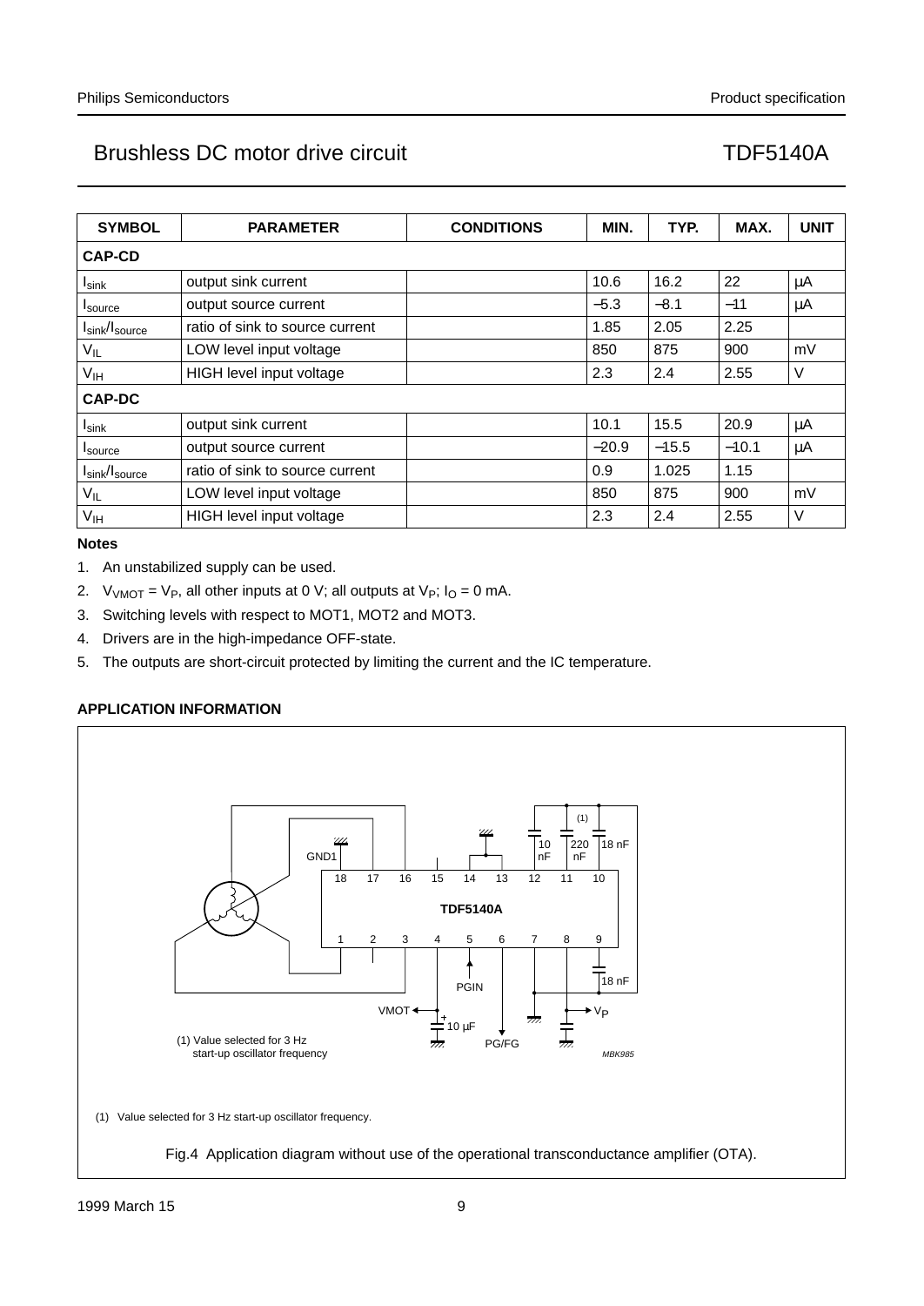| SYMBOL | PARAMETER | CONDITIONS | MIN. | TYP. | MAX. | UNIT |
|---|---|---|---|---|---|---|
| **CAP-CD** | | | | | | |
| $I_{sink}$ | output sink current | | 10.6 | 16.2 | 22 | μA |
| $I_{source}$ | output source current | | −5.3 | −8.1 | −11 | μA |
| $I_{sink}/I_{source}$ | ratio of sink to source current | | 1.85 | 2.05 | 2.25 | |
| $V_{IL}$ | LOW level input voltage | | 850 | 875 | 900 | mV |
| $V_{IH}$ | HIGH level input voltage | | 2.3 | 2.4 | 2.55 | V |
| **CAP-DC** | | | | | | |
| $I_{sink}$ | output sink current | | 10.1 | 15.5 | 20.9 | μA |
| $I_{source}$ | output source current | | −20.9 | −15.5 | −10.1 | μA |
| $I_{sink}/I_{source}$ | ratio of sink to source current | | 0.9 | 1.025 | 1.15 | |
| $V_{IL}$ | LOW level input voltage | | 850 | 875 | 900 | mV |
| $V_{IH}$ | HIGH level input voltage | | 2.3 | 2.4 | 2.55 | V |

**Notes**

1. An unstabilized supply can be used.
2. $V_{VMOT} = V_P$, all other inputs at 0 V; all outputs at $V_P$; $I_O = 0$ mA.
3. Switching levels with respect to MOT1, MOT2 and MOT3.
4. Drivers are in the high-impedance OFF-state.
5. The outputs are short-circuit protected by limiting the current and the IC temperature.

## APPLICATION INFORMATION

(1) Value selected for 3 Hz start-up oscillator frequency.

Fig.4 Application diagram without use of the operational transconductance amplifier (OTA).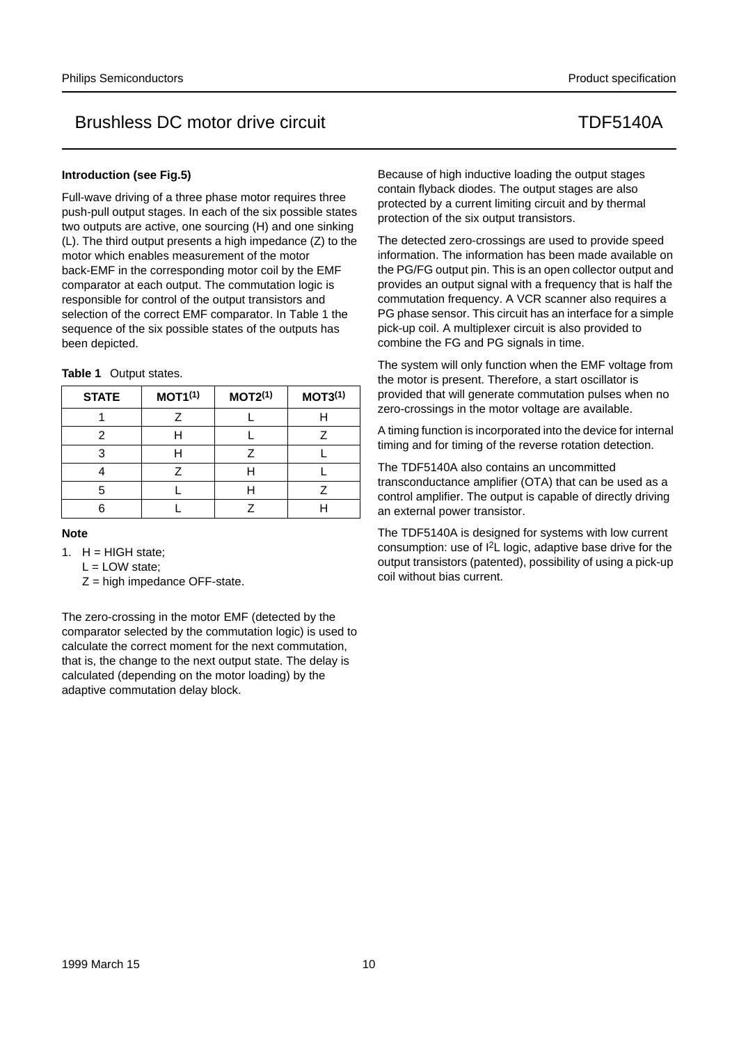### Introduction (see Fig.5)

Full-wave driving of a three phase motor requires three push-pull output stages. In each of the six possible states two outputs are active, one sourcing (H) and one sinking (L). The third output presents a high impedance (Z) to the motor which enables measurement of the motor back-EMF in the corresponding motor coil by the EMF comparator at each output. The commutation logic is responsible for control of the output transistors and selection of the correct EMF comparator. In Table 1 the sequence of the six possible states of the outputs has been depicted.

**Table 1** Output states.

| STATE | MOT1(1) | MOT2(1) | MOT3(1) |
|---|---|---|---|
| 1 | Z | L | H |
| 2 | H | L | Z |
| 3 | H | Z | L |
| 4 | Z | H | L |
| 5 | L | H | Z |
| 6 | L | Z | H |

**Note**

1. H = HIGH state;
   L = LOW state;
   Z = high impedance OFF-state.

The zero-crossing in the motor EMF (detected by the comparator selected by the commutation logic) is used to calculate the correct moment for the next commutation, that is, the change to the next output state. The delay is calculated (depending on the motor loading) by the adaptive commutation delay block.

Because of high inductive loading the output stages contain flyback diodes. The output stages are also protected by a current limiting circuit and by thermal protection of the six output transistors.

The detected zero-crossings are used to provide speed information. The information has been made available on the PG/FG output pin. This is an open collector output and provides an output signal with a frequency that is half the commutation frequency. A VCR scanner also requires a PG phase sensor. This circuit has an interface for a simple pick-up coil. A multiplexer circuit is also provided to combine the FG and PG signals in time.

The system will only function when the EMF voltage from the motor is present. Therefore, a start oscillator is provided that will generate commutation pulses when no zero-crossings in the motor voltage are available.

A timing function is incorporated into the device for internal timing and for timing of the reverse rotation detection.

The TDF5140A also contains an uncommitted transconductance amplifier (OTA) that can be used as a control amplifier. The output is capable of directly driving an external power transistor.

The TDF5140A is designed for systems with low current consumption: use of $I^2L$ logic, adaptive base drive for the output transistors (patented), possibility of using a pick-up coil without bias current.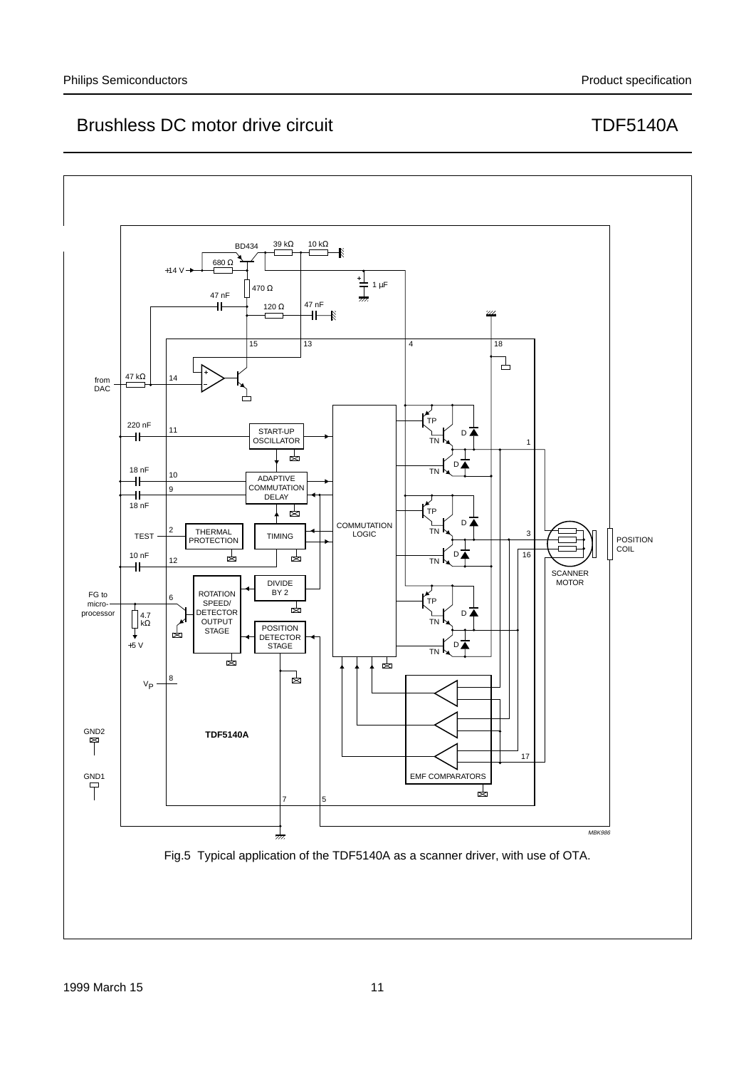Fig.5 Typical application of the TDF5140A as a scanner driver, with use of OTA.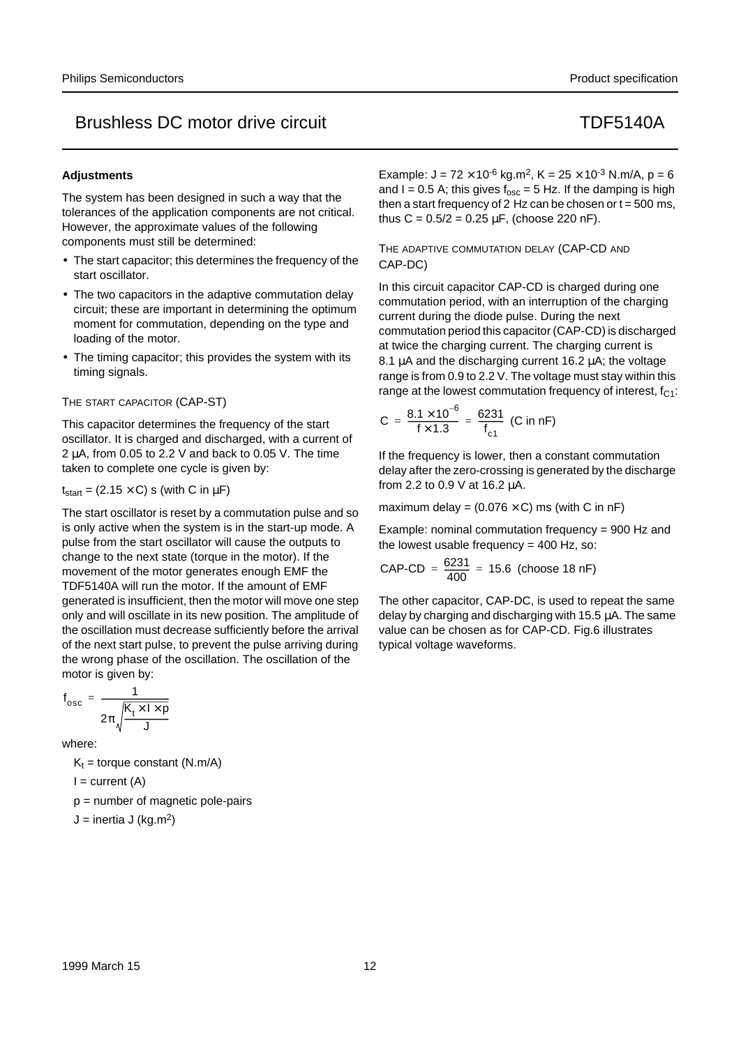### Adjustments

The system has been designed in such a way that the tolerances of the application components are not critical. However, the approximate values of the following components must still be determined:

- The start capacitor; this determines the frequency of the start oscillator.
- The two capacitors in the adaptive commutation delay circuit; these are important in determining the optimum moment for commutation, depending on the type and loading of the motor.
- The timing capacitor; this provides the system with its timing signals.

#### THE START CAPACITOR (CAP-ST)

This capacitor determines the frequency of the start oscillator. It is charged and discharged, with a current of 2 µA, from 0.05 to 2.2 V and back to 0.05 V. The time taken to complete one cycle is given by:

$t_{start} = (2.15 \times C)$ s (with C in µF)

The start oscillator is reset by a commutation pulse and so is only active when the system is in the start-up mode. A pulse from the start oscillator will cause the outputs to change to the next state (torque in the motor). If the movement of the motor generates enough EMF the TDF5140A will run the motor. If the amount of EMF generated is insufficient, then the motor will move one step only and will oscillate in its new position. The amplitude of the oscillation must decrease sufficiently before the arrival of the next start pulse, to prevent the pulse arriving during the wrong phase of the oscillation. The oscillation of the motor is given by:

$$f_{osc} = \frac{1}{2\pi\sqrt{\frac{K_t \times I \times p}{J}}}$$

where:

$K_t$ = torque constant (N.m/A)

I = current (A)

p = number of magnetic pole-pairs

J = inertia J (kg.m$^2$)

Example: $J = 72 \times 10^{-6}$ kg.m$^2$, $K = 25 \times 10^{-3}$ N.m/A, p = 6 and I = 0.5 A; this gives $f_{osc}$ = 5 Hz. If the damping is high then a start frequency of 2 Hz can be chosen or t = 500 ms, thus C = 0.5/2 = 0.25 µF, (choose 220 nF).

#### THE ADAPTIVE COMMUTATION DELAY (CAP-CD AND CAP-DC)

In this circuit capacitor CAP-CD is charged during one commutation period, with an interruption of the charging current during the diode pulse. During the next commutation period this capacitor (CAP-CD) is discharged at twice the charging current. The charging current is 8.1 µA and the discharging current 16.2 µA; the voltage range is from 0.9 to 2.2 V. The voltage must stay within this range at the lowest commutation frequency of interest, $f_{C1}$:

$$C = \frac{8.1 \times 10^{-6}}{f \times 1.3} = \frac{6231}{f_{c1}} \text{ (C in nF)}$$

If the frequency is lower, then a constant commutation delay after the zero-crossing is generated by the discharge from 2.2 to 0.9 V at 16.2 µA.

maximum delay = $(0.076 \times C)$ ms (with C in nF)

Example: nominal commutation frequency = 900 Hz and the lowest usable frequency = 400 Hz, so:

$$\text{CAP-CD} = \frac{6231}{400} = 15.6 \text{ (choose 18 nF)}$$

The other capacitor, CAP-DC, is used to repeat the same delay by charging and discharging with 15.5 µA. The same value can be chosen as for CAP-CD. Fig.6 illustrates typical voltage waveforms.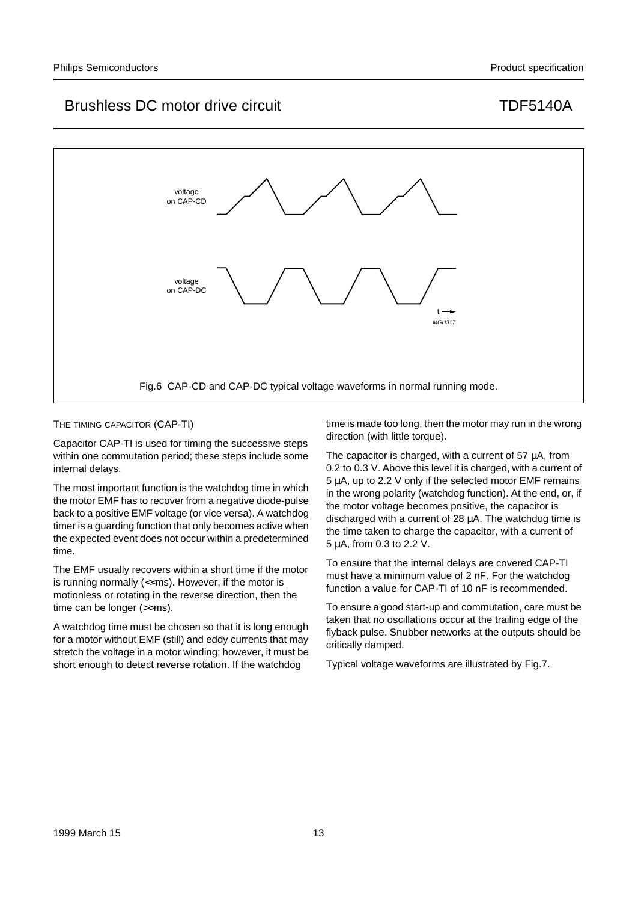Fig.6 CAP-CD and CAP-DC typical voltage waveforms in normal running mode.

THE TIMING CAPACITOR (CAP-TI)

Capacitor CAP-TI is used for timing the successive steps within one commutation period; these steps include some internal delays.

The most important function is the watchdog time in which the motor EMF has to recover from a negative diode-pulse back to a positive EMF voltage (or vice versa). A watchdog timer is a guarding function that only becomes active when the expected event does not occur within a predetermined time.

The EMF usually recovers within a short time if the motor is running normally (<<ms). However, if the motor is motionless or rotating in the reverse direction, then the time can be longer (>>ms).

A watchdog time must be chosen so that it is long enough for a motor without EMF (still) and eddy currents that may stretch the voltage in a motor winding; however, it must be short enough to detect reverse rotation. If the watchdog time is made too long, then the motor may run in the wrong direction (with little torque).

The capacitor is charged, with a current of 57 μA, from 0.2 to 0.3 V. Above this level it is charged, with a current of 5 μA, up to 2.2 V only if the selected motor EMF remains in the wrong polarity (watchdog function). At the end, or, if the motor voltage becomes positive, the capacitor is discharged with a current of 28 μA. The watchdog time is the time taken to charge the capacitor, with a current of 5 μA, from 0.3 to 2.2 V.

To ensure that the internal delays are covered CAP-TI must have a minimum value of 2 nF. For the watchdog function a value for CAP-TI of 10 nF is recommended.

To ensure a good start-up and commutation, care must be taken that no oscillations occur at the trailing edge of the flyback pulse. Snubber networks at the outputs should be critically damped.

Typical voltage waveforms are illustrated by Fig.7.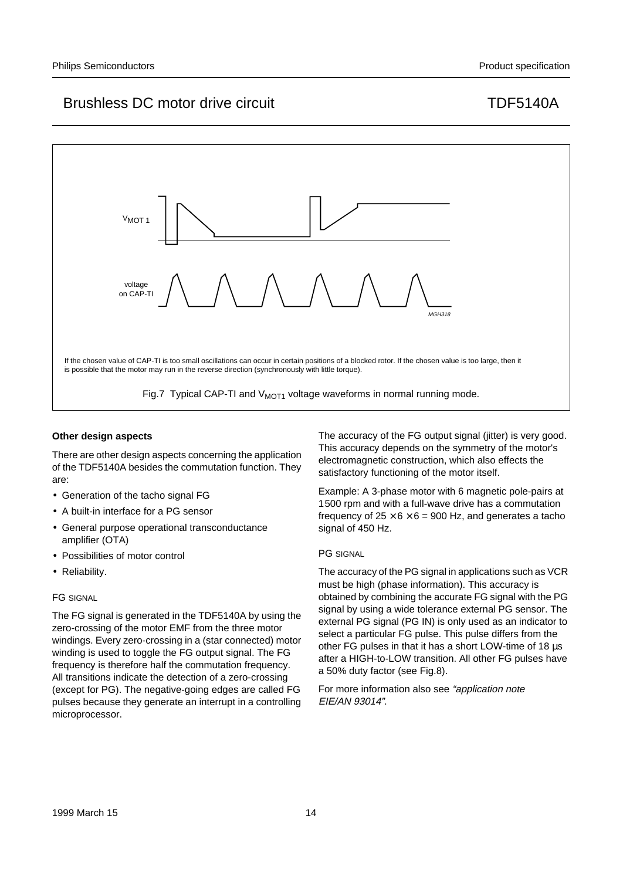If the chosen value of CAP-TI is too small oscillations can occur in certain positions of a blocked rotor. If the chosen value is too large, then it is possible that the motor may run in the reverse direction (synchronously with little torque).

Fig.7 Typical CAP-TI and $V_{MOT1}$ voltage waveforms in normal running mode.

### Other design aspects

There are other design aspects concerning the application of the TDF5140A besides the commutation function. They are:

- Generation of the tacho signal FG
- A built-in interface for a PG sensor
- General purpose operational transconductance amplifier (OTA)
- Possibilities of motor control
- Reliability.

#### FG SIGNAL

The FG signal is generated in the TDF5140A by using the zero-crossing of the motor EMF from the three motor windings. Every zero-crossing in a (star connected) motor winding is used to toggle the FG output signal. The FG frequency is therefore half the commutation frequency. All transitions indicate the detection of a zero-crossing (except for PG). The negative-going edges are called FG pulses because they generate an interrupt in a controlling microprocessor.

The accuracy of the FG output signal (jitter) is very good. This accuracy depends on the symmetry of the motor's electromagnetic construction, which also effects the satisfactory functioning of the motor itself.

Example: A 3-phase motor with 6 magnetic pole-pairs at 1500 rpm and with a full-wave drive has a commutation frequency of $25 \times 6 \times 6 = 900$ Hz, and generates a tacho signal of 450 Hz.

#### PG SIGNAL

The accuracy of the PG signal in applications such as VCR must be high (phase information). This accuracy is obtained by combining the accurate FG signal with the PG signal by using a wide tolerance external PG sensor. The external PG signal (PG IN) is only used as an indicator to select a particular FG pulse. This pulse differs from the other FG pulses in that it has a short LOW-time of 18 µs after a HIGH-to-LOW transition. All other FG pulses have a 50% duty factor (see Fig.8).

For more information also see *"application note EIE/AN 93014"*.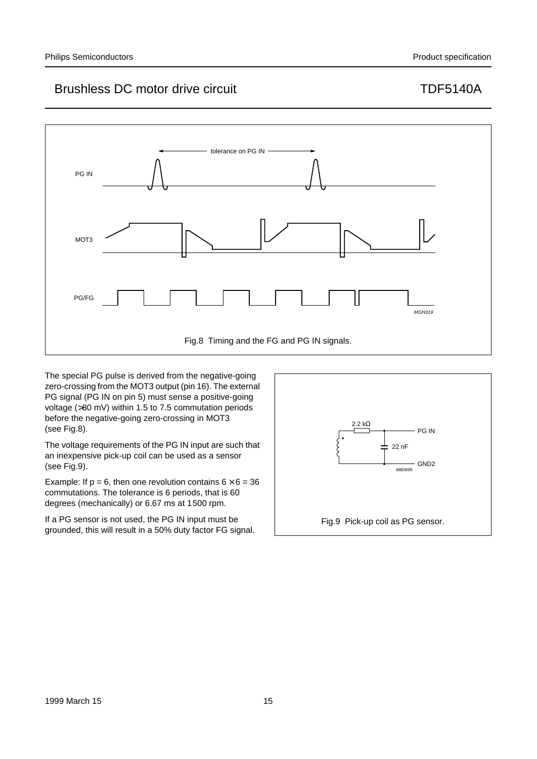Fig.8 Timing and the FG and PG IN signals.

The special PG pulse is derived from the negative-going zero-crossing from the MOT3 output (pin 16). The external PG signal (PG IN on pin 5) must sense a positive-going voltage (>80 mV) within 1.5 to 7.5 commutation periods before the negative-going zero-crossing in MOT3 (see Fig.8).

The voltage requirements of the PG IN input are such that an inexpensive pick-up coil can be used as a sensor (see Fig.9).

Example: If p = 6, then one revolution contains 6 × 6 = 36 commutations. The tolerance is 6 periods, that is 60 degrees (mechanically) or 6.67 ms at 1500 rpm.

If a PG sensor is not used, the PG IN input must be grounded, this will result in a 50% duty factor FG signal.

Fig.9 Pick-up coil as PG sensor.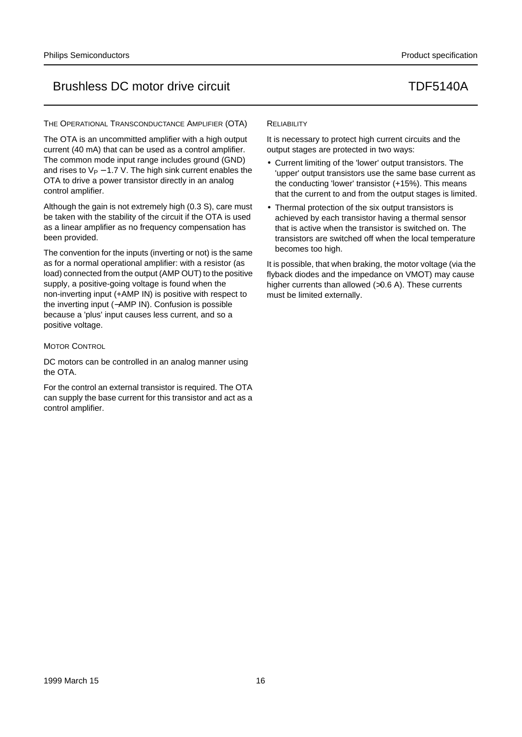### THE OPERATIONAL TRANSCONDUCTANCE AMPLIFIER (OTA)

The OTA is an uncommitted amplifier with a high output current (40 mA) that can be used as a control amplifier. The common mode input range includes ground (GND) and rises to $V_P$ − 1.7 V. The high sink current enables the OTA to drive a power transistor directly in an analog control amplifier.

Although the gain is not extremely high (0.3 S), care must be taken with the stability of the circuit if the OTA is used as a linear amplifier as no frequency compensation has been provided.

The convention for the inputs (inverting or not) is the same as for a normal operational amplifier: with a resistor (as load) connected from the output (AMP OUT) to the positive supply, a positive-going voltage is found when the non-inverting input (+AMP IN) is positive with respect to the inverting input (−AMP IN). Confusion is possible because a 'plus' input causes less current, and so a positive voltage.

### MOTOR CONTROL

DC motors can be controlled in an analog manner using the OTA.

For the control an external transistor is required. The OTA can supply the base current for this transistor and act as a control amplifier.

### RELIABILITY

It is necessary to protect high current circuits and the output stages are protected in two ways:

- Current limiting of the 'lower' output transistors. The 'upper' output transistors use the same base current as the conducting 'lower' transistor (+15%). This means that the current to and from the output stages is limited.
- Thermal protection of the six output transistors is achieved by each transistor having a thermal sensor that is active when the transistor is switched on. The transistors are switched off when the local temperature becomes too high.

It is possible, that when braking, the motor voltage (via the flyback diodes and the impedance on VMOT) may cause higher currents than allowed (>0.6 A). These currents must be limited externally.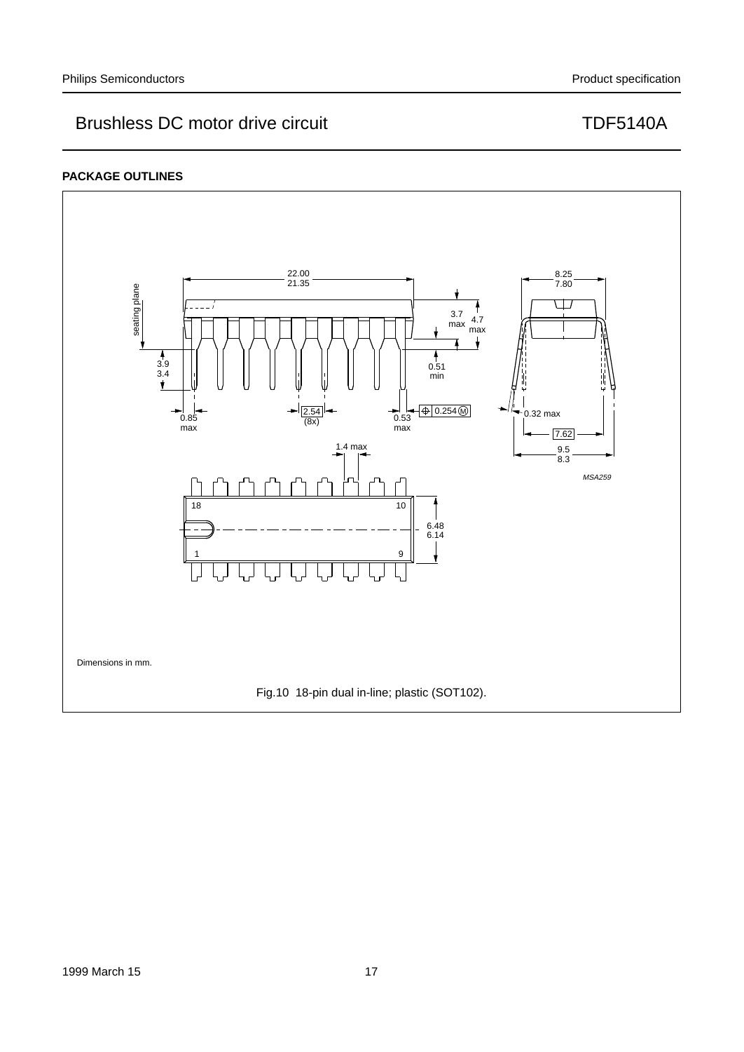## PACKAGE OUTLINES

Dimensions in mm.

Fig.10 18-pin dual in-line; plastic (SOT102).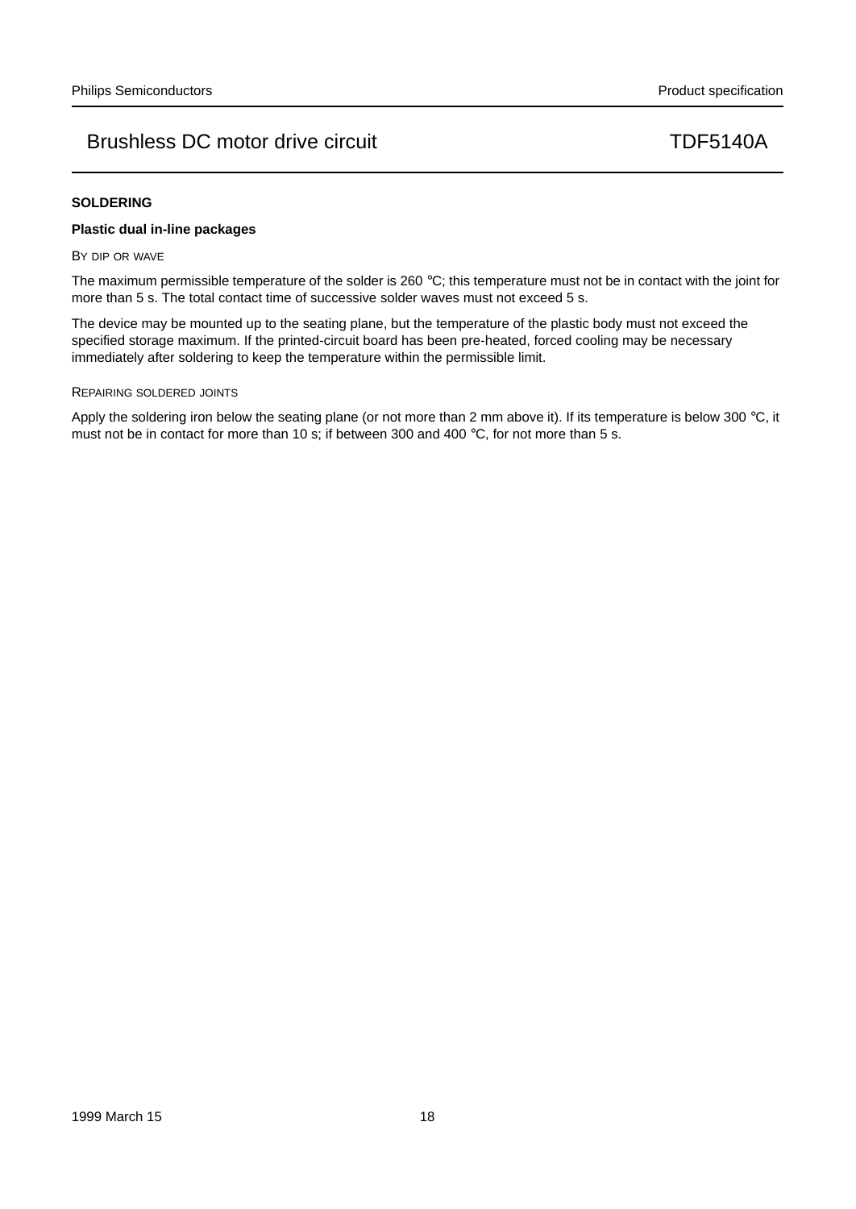## SOLDERING

### Plastic dual in-line packages

#### BY DIP OR WAVE

The maximum permissible temperature of the solder is 260 °C; this temperature must not be in contact with the joint for more than 5 s. The total contact time of successive solder waves must not exceed 5 s.

The device may be mounted up to the seating plane, but the temperature of the plastic body must not exceed the specified storage maximum. If the printed-circuit board has been pre-heated, forced cooling may be necessary immediately after soldering to keep the temperature within the permissible limit.

#### REPAIRING SOLDERED JOINTS

Apply the soldering iron below the seating plane (or not more than 2 mm above it). If its temperature is below 300 °C, it must not be in contact for more than 10 s; if between 300 and 400 °C, for not more than 5 s.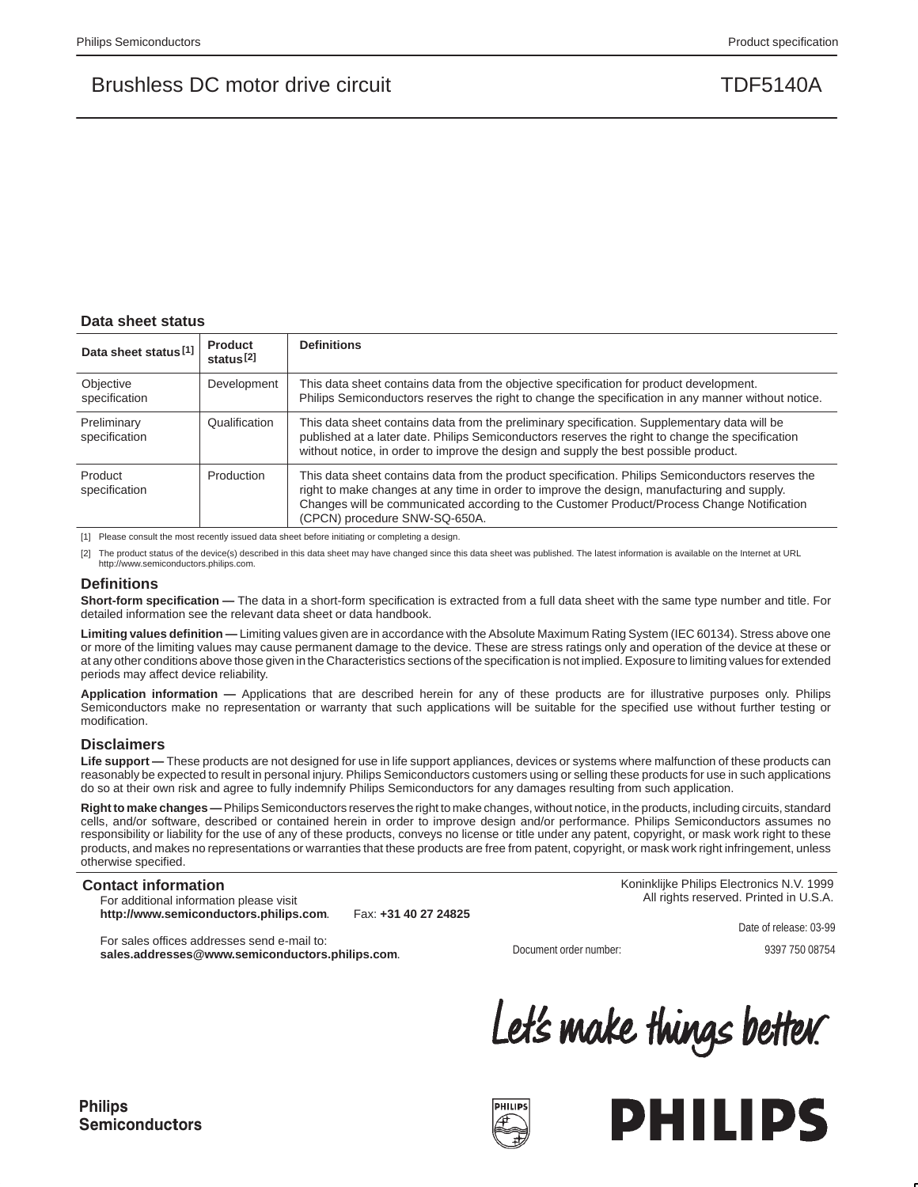## Data sheet status

| Data sheet status [1] | Product status [2] | Definitions |
|---|---|---|
| Objective specification | Development | This data sheet contains data from the objective specification for product development. Philips Semiconductors reserves the right to change the specification in any manner without notice. |
| Preliminary specification | Qualification | This data sheet contains data from the preliminary specification. Supplementary data will be published at a later date. Philips Semiconductors reserves the right to change the specification without notice, in order to improve the design and supply the best possible product. |
| Product specification | Production | This data sheet contains data from the product specification. Philips Semiconductors reserves the right to make changes at any time in order to improve the design, manufacturing and supply. Changes will be communicated according to the Customer Product/Process Change Notification (CPCN) procedure SNW-SQ-650A. |

[1] Please consult the most recently issued data sheet before initiating or completing a design.

[2] The product status of the device(s) described in this data sheet may have changed since this data sheet was published. The latest information is available on the Internet at URL http://www.semiconductors.philips.com.

## Definitions

**Short-form specification —** The data in a short-form specification is extracted from a full data sheet with the same type number and title. For detailed information see the relevant data sheet or data handbook.

**Limiting values definition —** Limiting values given are in accordance with the Absolute Maximum Rating System (IEC 60134). Stress above one or more of the limiting values may cause permanent damage to the device. These are stress ratings only and operation of the device at these or at any other conditions above those given in the Characteristics sections of the specification is not implied. Exposure to limiting values for extended periods may affect device reliability.

**Application information —** Applications that are described herein for any of these products are for illustrative purposes only. Philips Semiconductors make no representation or warranty that such applications will be suitable for the specified use without further testing or modification.

## Disclaimers

**Life support —** These products are not designed for use in life support appliances, devices or systems where malfunction of these products can reasonably be expected to result in personal injury. Philips Semiconductors customers using or selling these products for use in such applications do so at their own risk and agree to fully indemnify Philips Semiconductors for any damages resulting from such application.

**Right to make changes —** Philips Semiconductors reserves the right to make changes, without notice, in the products, including circuits, standard cells, and/or software, described or contained herein in order to improve design and/or performance. Philips Semiconductors assumes no responsibility or liability for the use of any of these products, conveys no license or title under any patent, copyright, or mask work right to these products, and makes no representations or warranties that these products are free from patent, copyright, or mask work right infringement, unless otherwise specified.

## Contact information

For additional information please visit **http://www.semiconductors.philips.com**. Fax: **+31 40 27 24825**

For sales offices addresses send e-mail to: **sales.addresses@www.semiconductors.philips.com**.

Koninklijke Philips Electronics N.V. 1999
All rights reserved. Printed in U.S.A.

Date of release: 03-99

Document order number: 9397 750 08754

Let's make things better.

**Philips Semiconductors**

PHILIPS